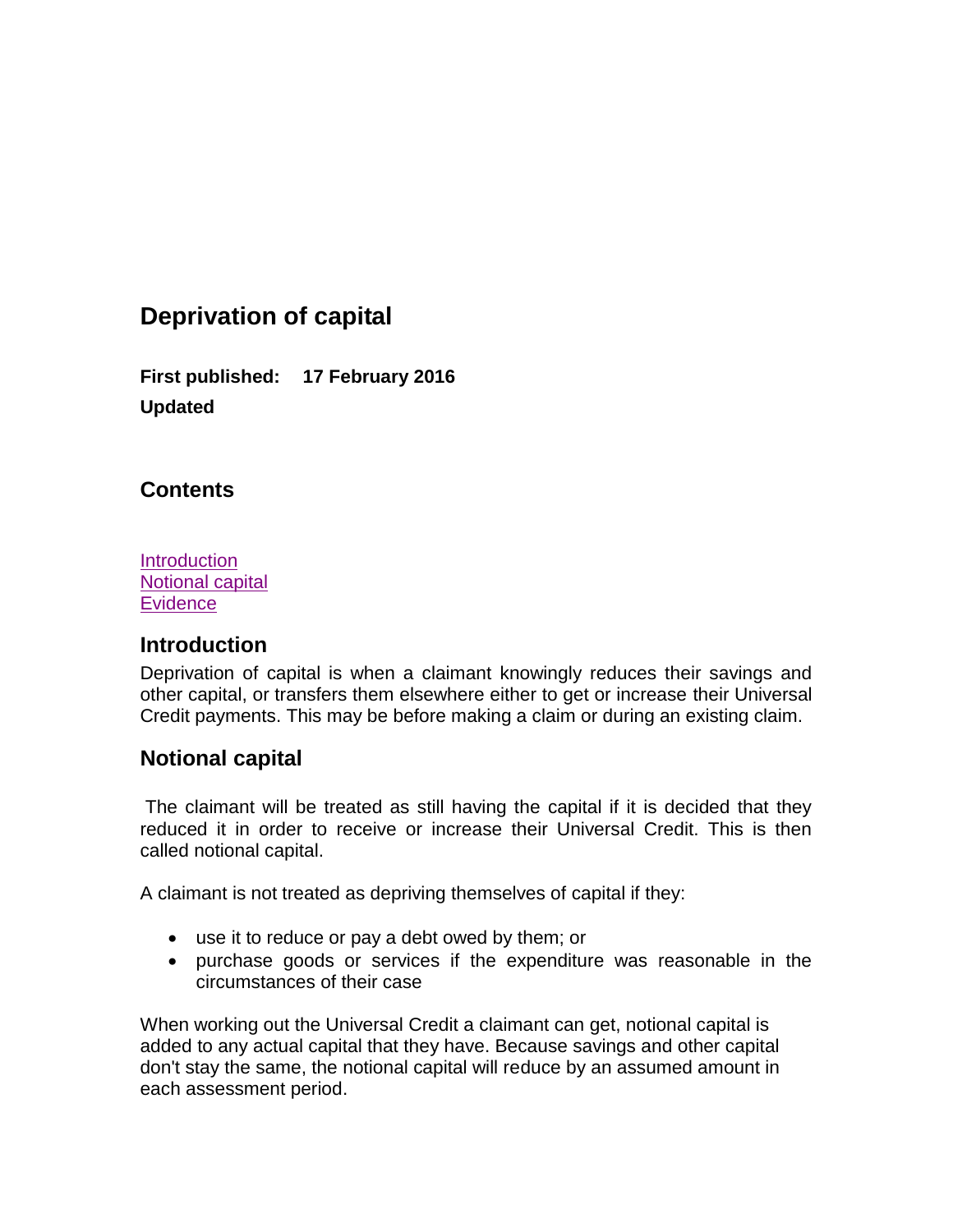# Deprivation of capital

**First published:** **17 February 2016**

**Updated**

## Contents

[Introduction](#introduction)
[Notional capital](#notional-capital)
[Evidence](#evidence)

## Introduction

Deprivation of capital is when a claimant knowingly reduces their savings and other capital, or transfers them elsewhere either to get or increase their Universal Credit payments. This may be before making a claim or during an existing claim.

## Notional capital

The claimant will be treated as still having the capital if it is decided that they reduced it in order to receive or increase their Universal Credit. This is then called notional capital.

A claimant is not treated as depriving themselves of capital if they:

- use it to reduce or pay a debt owed by them; or
- purchase goods or services if the expenditure was reasonable in the circumstances of their case

When working out the Universal Credit a claimant can get, notional capital is added to any actual capital that they have. Because savings and other capital don't stay the same, the notional capital will reduce by an assumed amount in each assessment period.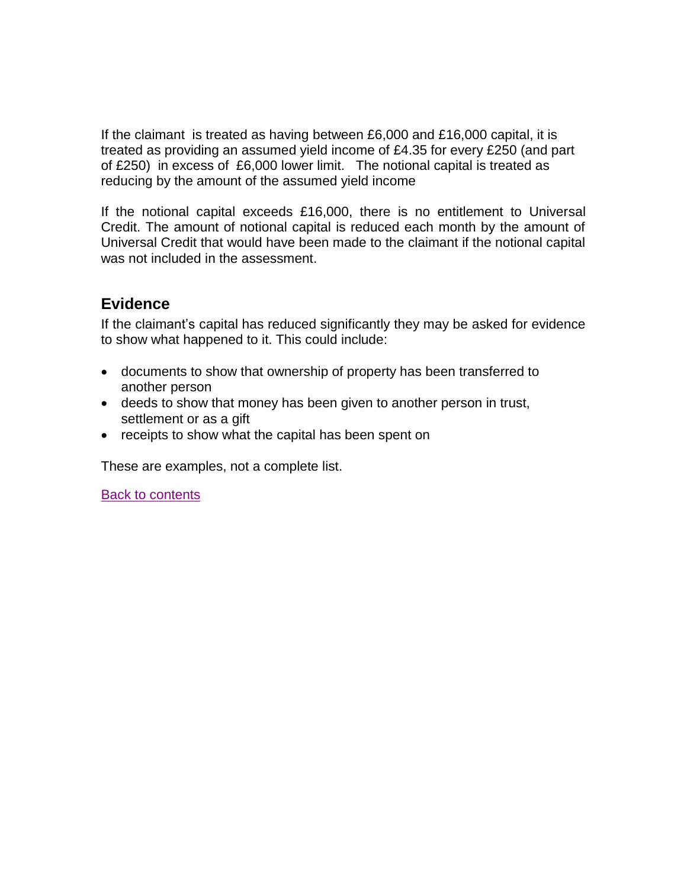If the claimant is treated as having between £6,000 and £16,000 capital, it is treated as providing an assumed yield income of £4.35 for every £250 (and part of £250) in excess of £6,000 lower limit. The notional capital is treated as reducing by the amount of the assumed yield income

If the notional capital exceeds £16,000, there is no entitlement to Universal Credit. The amount of notional capital is reduced each month by the amount of Universal Credit that would have been made to the claimant if the notional capital was not included in the assessment.

## Evidence

If the claimant's capital has reduced significantly they may be asked for evidence to show what happened to it. This could include:

- documents to show that ownership of property has been transferred to another person
- deeds to show that money has been given to another person in trust, settlement or as a gift
- receipts to show what the capital has been spent on

These are examples, not a complete list.

Back to contents